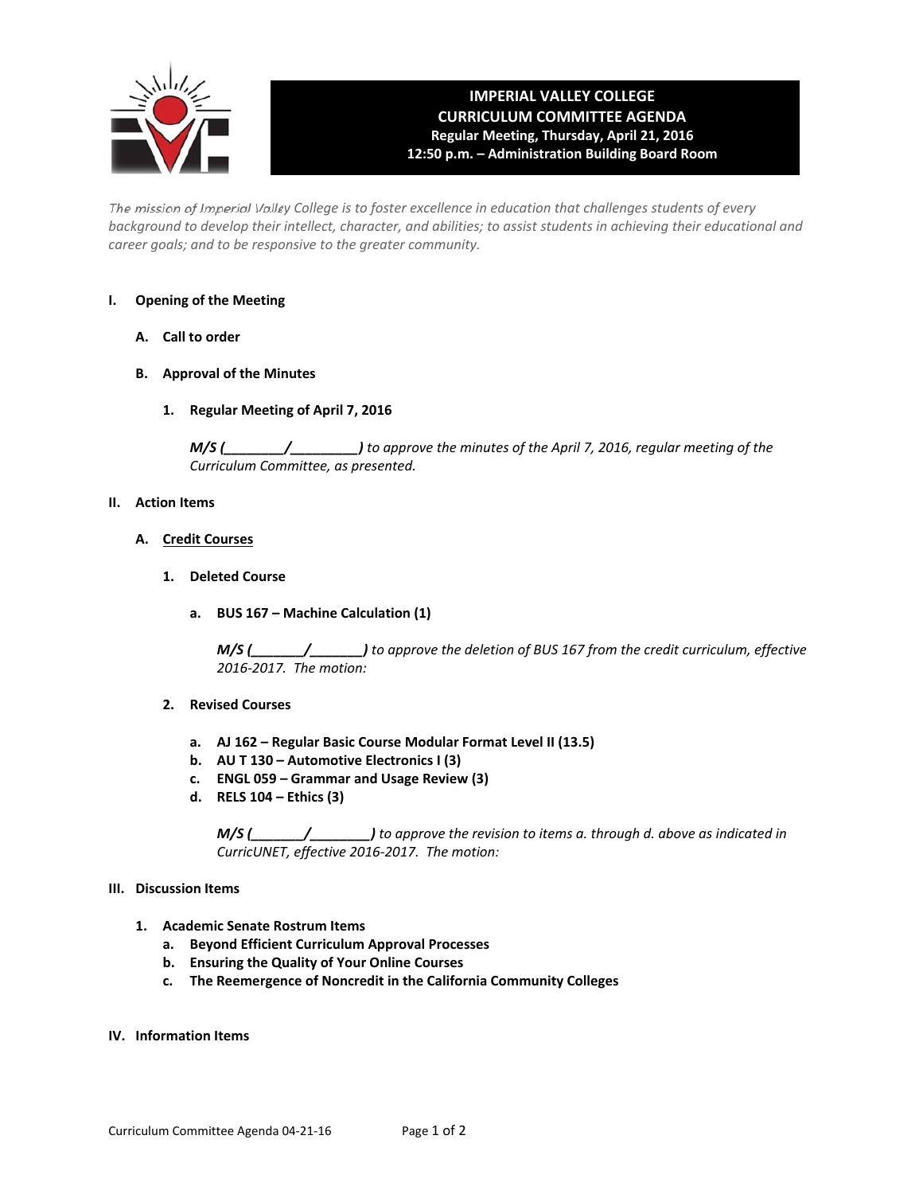# IMPERIAL VALLEY COLLEGE
## CURRICULUM COMMITTEE AGENDA
**Regular Meeting, Thursday, April 21, 2016**
**12:50 p.m. – Administration Building Board Room**

*The mission of Imperial Valley College is to foster excellence in education that challenges students of every background to develop their intellect, character, and abilities; to assist students in achieving their educational and career goals; and to be responsive to the greater community.*

**I. Opening of the Meeting**

**A. Call to order**

**B. Approval of the Minutes**

**1. Regular Meeting of April 7, 2016**

***M/S (________/________)*** *to approve the minutes of the April 7, 2016, regular meeting of the Curriculum Committee, as presented.*

**II. Action Items**

**A. Credit Courses**

**1. Deleted Course**

**a. BUS 167 – Machine Calculation (1)**

***M/S (_______/_______)*** *to approve the deletion of BUS 167 from the credit curriculum, effective 2016-2017. The motion:*

**2. Revised Courses**

**a. AJ 162 – Regular Basic Course Modular Format Level II (13.5)**
**b. AU T 130 – Automotive Electronics I (3)**
**c. ENGL 059 – Grammar and Usage Review (3)**
**d. RELS 104 – Ethics (3)**

***M/S (_______/________)*** *to approve the revision to items a. through d. above as indicated in CurricUNET, effective 2016-2017. The motion:*

**III. Discussion Items**

**1. Academic Senate Rostrum Items**
**a. Beyond Efficient Curriculum Approval Processes**
**b. Ensuring the Quality of Your Online Courses**
**c. The Reemergence of Noncredit in the California Community Colleges**

**IV. Information Items**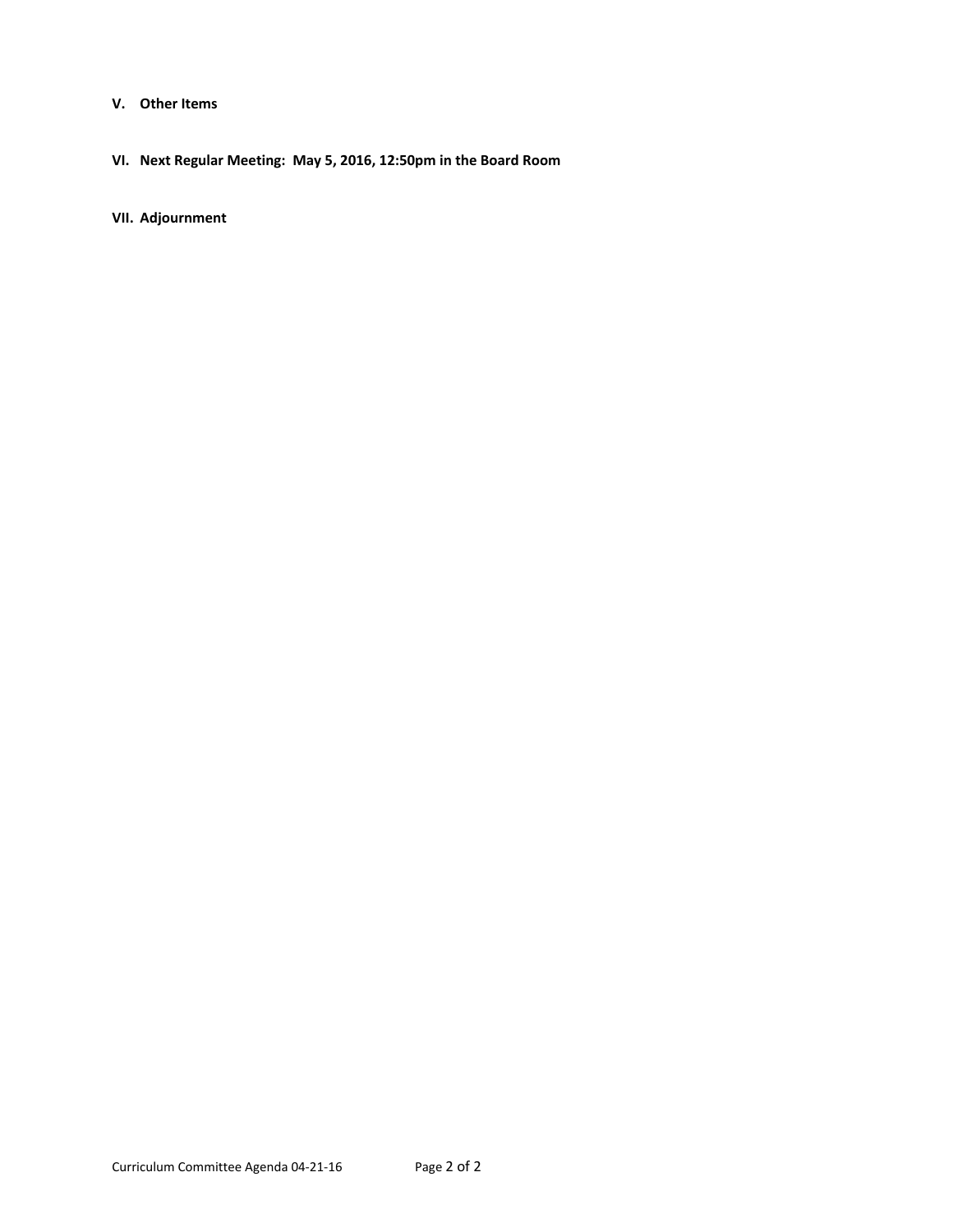**V. Other Items**

**VI. Next Regular Meeting: May 5, 2016, 12:50pm in the Board Room**

**VII. Adjournment**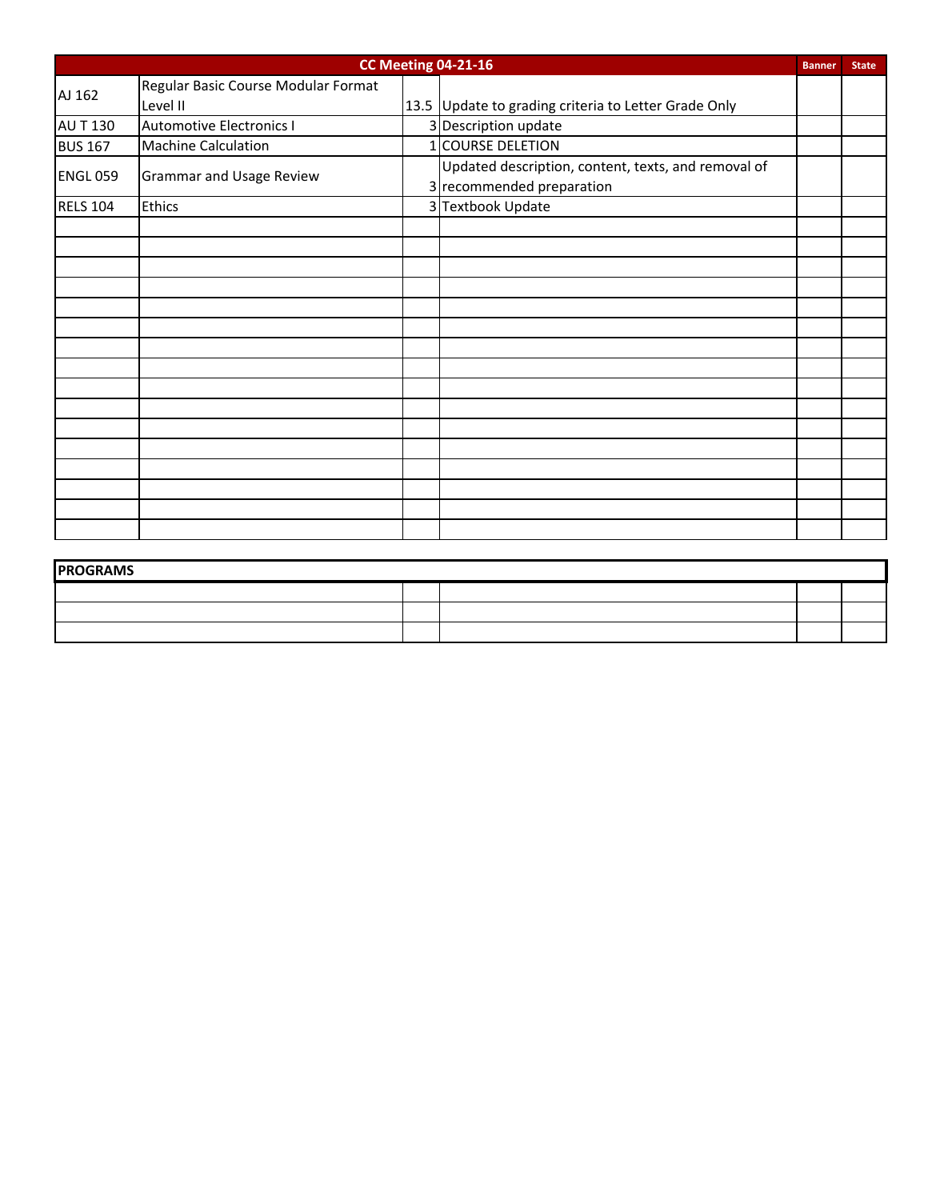| CC Meeting 04-21-16 | | | | Banner | State |
|---|---|---|---|---|---|
| AJ 162 | Regular Basic Course Modular Format Level II | 13.5 | Update to grading criteria to Letter Grade Only | | |
| AU T 130 | Automotive Electronics I | 3 | Description update | | |
| BUS 167 | Machine Calculation | 1 | COURSE DELETION | | |
| ENGL 059 | Grammar and Usage Review | 3 | Updated description, content, texts, and removal of recommended preparation | | |
| RELS 104 | Ethics | 3 | Textbook Update | | |

| PROGRAMS | | | | |
|---|---|---|---|---|
| | | | | |
| | | | | |
| | | | | |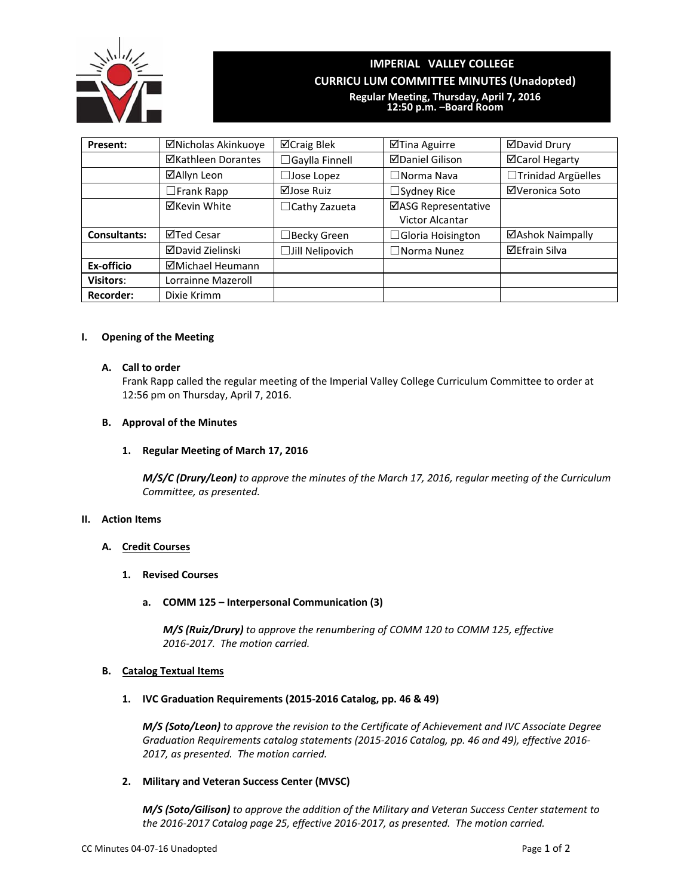# IMPERIAL VALLEY COLLEGE
## CURRICU LUM COMMITTEE MINUTES (Unadopted)
**Regular Meeting, Thursday, April 7, 2016**
**12:50 p.m. –Board Room**

| Present: | ☑Nicholas Akinkuoye | ☑Craig Blek | ☑Tina Aguirre | ☑David Drury |
|---|---|---|---|---|
| | ☑Kathleen Dorantes | ☐Gaylla Finnell | ☑Daniel Gilison | ☑Carol Hegarty |
| | ☑Allyn Leon | ☐Jose Lopez | ☐Norma Nava | ☐Trinidad Argüelles |
| | ☐Frank Rapp | ☑Jose Ruiz | ☐Sydney Rice | ☑Veronica Soto |
| | ☑Kevin White | ☐Cathy Zazueta | ☑ASG Representative Victor Alcantar | |
| **Consultants:** | ☑Ted Cesar | ☐Becky Green | ☐Gloria Hoisington | ☑Ashok Naimpally |
| | ☑David Zielinski | ☐Jill Nelipovich | ☐Norma Nunez | ☑Efrain Silva |
| **Ex-officio** | ☑Michael Heumann | | | |
| **Visitors:** | Lorrainne Mazeroll | | | |
| **Recorder:** | Dixie Krimm | | | |

## I. Opening of the Meeting

### A. Call to order

Frank Rapp called the regular meeting of the Imperial Valley College Curriculum Committee to order at 12:56 pm on Thursday, April 7, 2016.

### B. Approval of the Minutes

#### 1. Regular Meeting of March 17, 2016

***M/S/C (Drury/Leon)*** *to approve the minutes of the March 17, 2016, regular meeting of the Curriculum Committee, as presented.*

## II. Action Items

### A. Credit Courses

#### 1. Revised Courses

**a. COMM 125 – Interpersonal Communication (3)**

***M/S (Ruiz/Drury)*** *to approve the renumbering of COMM 120 to COMM 125, effective 2016-2017. The motion carried.*

### B. Catalog Textual Items

#### 1. IVC Graduation Requirements (2015-2016 Catalog, pp. 46 & 49)

***M/S (Soto/Leon)*** *to approve the revision to the Certificate of Achievement and IVC Associate Degree Graduation Requirements catalog statements (2015-2016 Catalog, pp. 46 and 49), effective 2016-2017, as presented. The motion carried.*

#### 2. Military and Veteran Success Center (MVSC)

***M/S (Soto/Gilison)*** *to approve the addition of the Military and Veteran Success Center statement to the 2016-2017 Catalog page 25, effective 2016-2017, as presented. The motion carried.*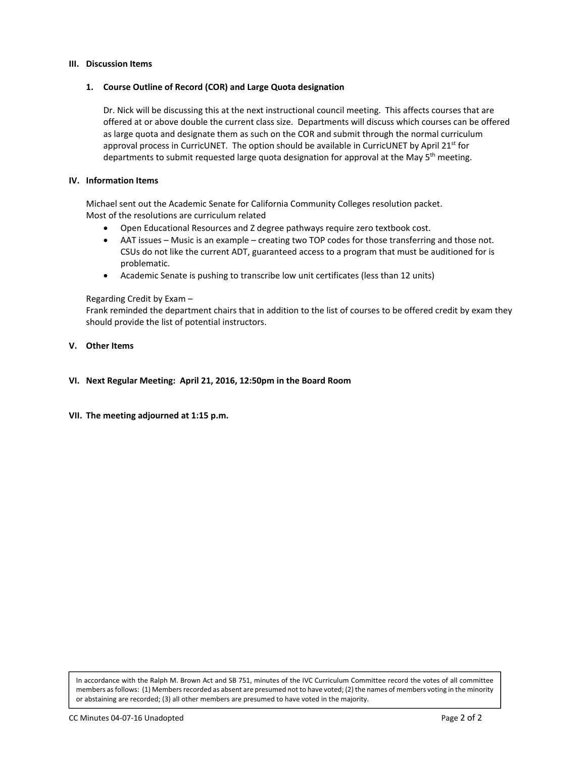## III. Discussion Items

### 1. Course Outline of Record (COR) and Large Quota designation

Dr. Nick will be discussing this at the next instructional council meeting. This affects courses that are offered at or above double the current class size. Departments will discuss which courses can be offered as large quota and designate them as such on the COR and submit through the normal curriculum approval process in CurricUNET. The option should be available in CurricUNET by April 21st for departments to submit requested large quota designation for approval at the May 5th meeting.

## IV. Information Items

Michael sent out the Academic Senate for California Community Colleges resolution packet.
Most of the resolutions are curriculum related

- Open Educational Resources and Z degree pathways require zero textbook cost.
- AAT issues – Music is an example – creating two TOP codes for those transferring and those not. CSUs do not like the current ADT, guaranteed access to a program that must be auditioned for is problematic.
- Academic Senate is pushing to transcribe low unit certificates (less than 12 units)

Regarding Credit by Exam –
Frank reminded the department chairs that in addition to the list of courses to be offered credit by exam they should provide the list of potential instructors.

## V. Other Items

## VI. Next Regular Meeting: April 21, 2016, 12:50pm in the Board Room

## VII. The meeting adjourned at 1:15 p.m.

In accordance with the Ralph M. Brown Act and SB 751, minutes of the IVC Curriculum Committee record the votes of all committee members as follows: (1) Members recorded as absent are presumed not to have voted; (2) the names of members voting in the minority or abstaining are recorded; (3) all other members are presumed to have voted in the majority.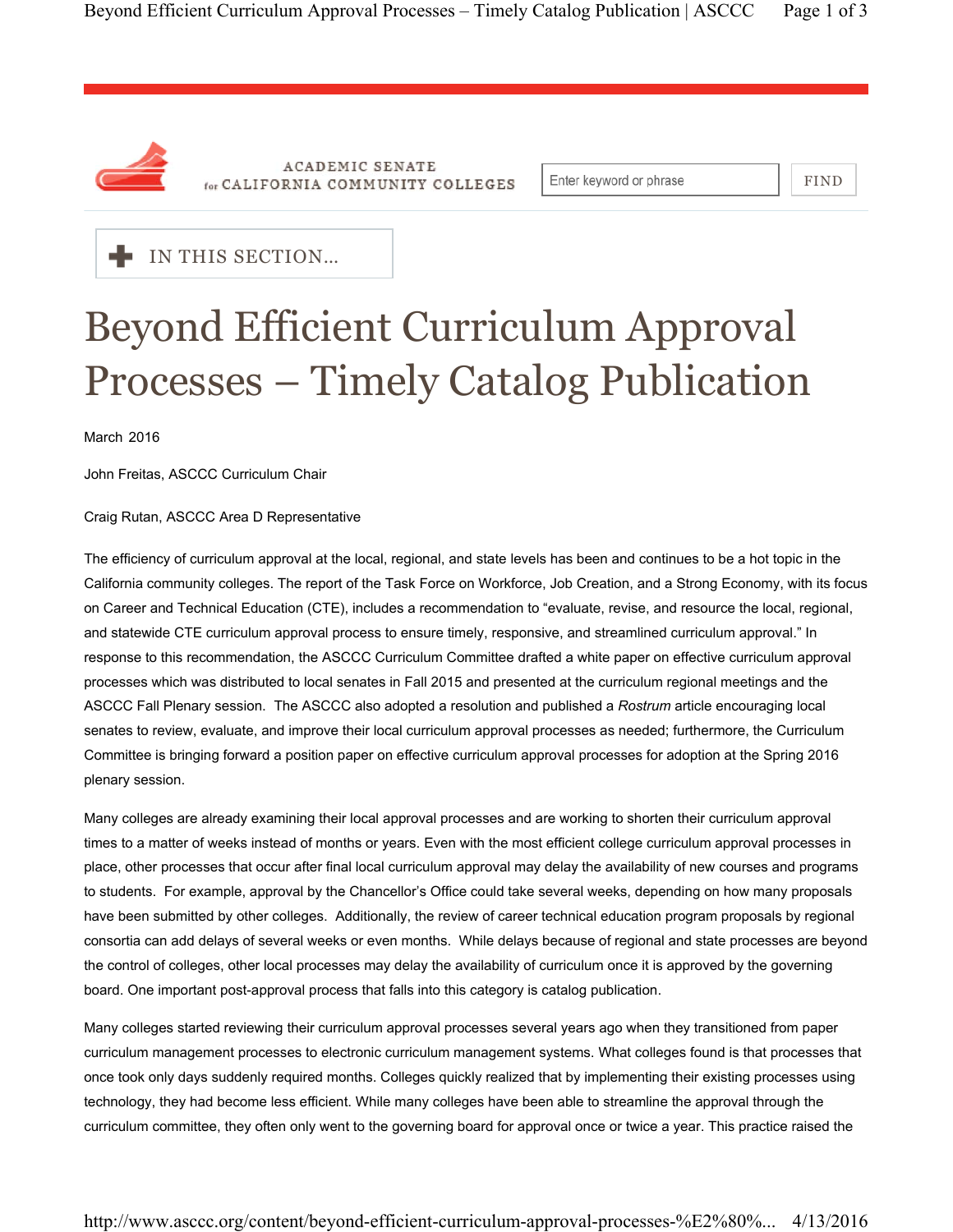# Beyond Efficient Curriculum Approval Processes – Timely Catalog Publication

March 2016

John Freitas, ASCCC Curriculum Chair

Craig Rutan, ASCCC Area D Representative

The efficiency of curriculum approval at the local, regional, and state levels has been and continues to be a hot topic in the California community colleges. The report of the Task Force on Workforce, Job Creation, and a Strong Economy, with its focus on Career and Technical Education (CTE), includes a recommendation to "evaluate, revise, and resource the local, regional, and statewide CTE curriculum approval process to ensure timely, responsive, and streamlined curriculum approval." In response to this recommendation, the ASCCC Curriculum Committee drafted a white paper on effective curriculum approval processes which was distributed to local senates in Fall 2015 and presented at the curriculum regional meetings and the ASCCC Fall Plenary session. The ASCCC also adopted a resolution and published a *Rostrum* article encouraging local senates to review, evaluate, and improve their local curriculum approval processes as needed; furthermore, the Curriculum Committee is bringing forward a position paper on effective curriculum approval processes for adoption at the Spring 2016 plenary session.

Many colleges are already examining their local approval processes and are working to shorten their curriculum approval times to a matter of weeks instead of months or years. Even with the most efficient college curriculum approval processes in place, other processes that occur after final local curriculum approval may delay the availability of new courses and programs to students. For example, approval by the Chancellor's Office could take several weeks, depending on how many proposals have been submitted by other colleges. Additionally, the review of career technical education program proposals by regional consortia can add delays of several weeks or even months. While delays because of regional and state processes are beyond the control of colleges, other local processes may delay the availability of curriculum once it is approved by the governing board. One important post-approval process that falls into this category is catalog publication.

Many colleges started reviewing their curriculum approval processes several years ago when they transitioned from paper curriculum management processes to electronic curriculum management systems. What colleges found is that processes that once took only days suddenly required months. Colleges quickly realized that by implementing their existing processes using technology, they had become less efficient. While many colleges have been able to streamline the approval through the curriculum committee, they often only went to the governing board for approval once or twice a year. This practice raised the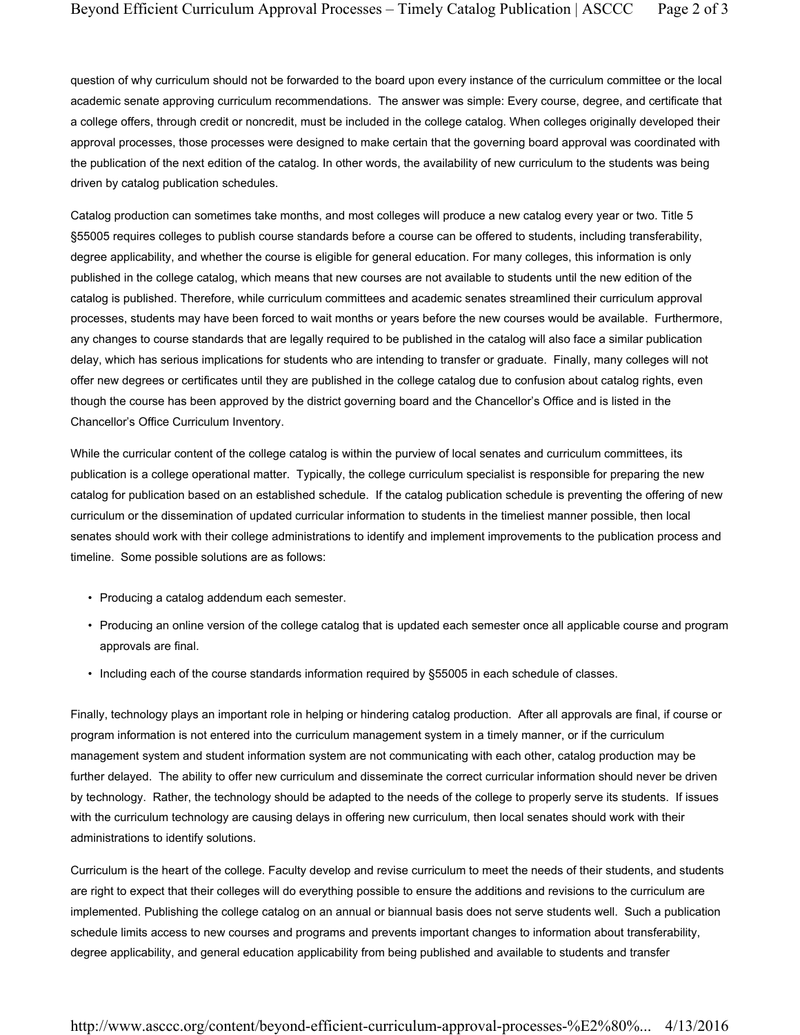question of why curriculum should not be forwarded to the board upon every instance of the curriculum committee or the local academic senate approving curriculum recommendations. The answer was simple: Every course, degree, and certificate that a college offers, through credit or noncredit, must be included in the college catalog. When colleges originally developed their approval processes, those processes were designed to make certain that the governing board approval was coordinated with the publication of the next edition of the catalog. In other words, the availability of new curriculum to the students was being driven by catalog publication schedules.

Catalog production can sometimes take months, and most colleges will produce a new catalog every year or two. Title 5 §55005 requires colleges to publish course standards before a course can be offered to students, including transferability, degree applicability, and whether the course is eligible for general education. For many colleges, this information is only published in the college catalog, which means that new courses are not available to students until the new edition of the catalog is published. Therefore, while curriculum committees and academic senates streamlined their curriculum approval processes, students may have been forced to wait months or years before the new courses would be available. Furthermore, any changes to course standards that are legally required to be published in the catalog will also face a similar publication delay, which has serious implications for students who are intending to transfer or graduate. Finally, many colleges will not offer new degrees or certificates until they are published in the college catalog due to confusion about catalog rights, even though the course has been approved by the district governing board and the Chancellor's Office and is listed in the Chancellor's Office Curriculum Inventory.

While the curricular content of the college catalog is within the purview of local senates and curriculum committees, its publication is a college operational matter. Typically, the college curriculum specialist is responsible for preparing the new catalog for publication based on an established schedule. If the catalog publication schedule is preventing the offering of new curriculum or the dissemination of updated curricular information to students in the timeliest manner possible, then local senates should work with their college administrations to identify and implement improvements to the publication process and timeline. Some possible solutions are as follows:

- Producing a catalog addendum each semester.
- Producing an online version of the college catalog that is updated each semester once all applicable course and program approvals are final.
- Including each of the course standards information required by §55005 in each schedule of classes.

Finally, technology plays an important role in helping or hindering catalog production. After all approvals are final, if course or program information is not entered into the curriculum management system in a timely manner, or if the curriculum management system and student information system are not communicating with each other, catalog production may be further delayed. The ability to offer new curriculum and disseminate the correct curricular information should never be driven by technology. Rather, the technology should be adapted to the needs of the college to properly serve its students. If issues with the curriculum technology are causing delays in offering new curriculum, then local senates should work with their administrations to identify solutions.

Curriculum is the heart of the college. Faculty develop and revise curriculum to meet the needs of their students, and students are right to expect that their colleges will do everything possible to ensure the additions and revisions to the curriculum are implemented. Publishing the college catalog on an annual or biannual basis does not serve students well. Such a publication schedule limits access to new courses and programs and prevents important changes to information about transferability, degree applicability, and general education applicability from being published and available to students and transfer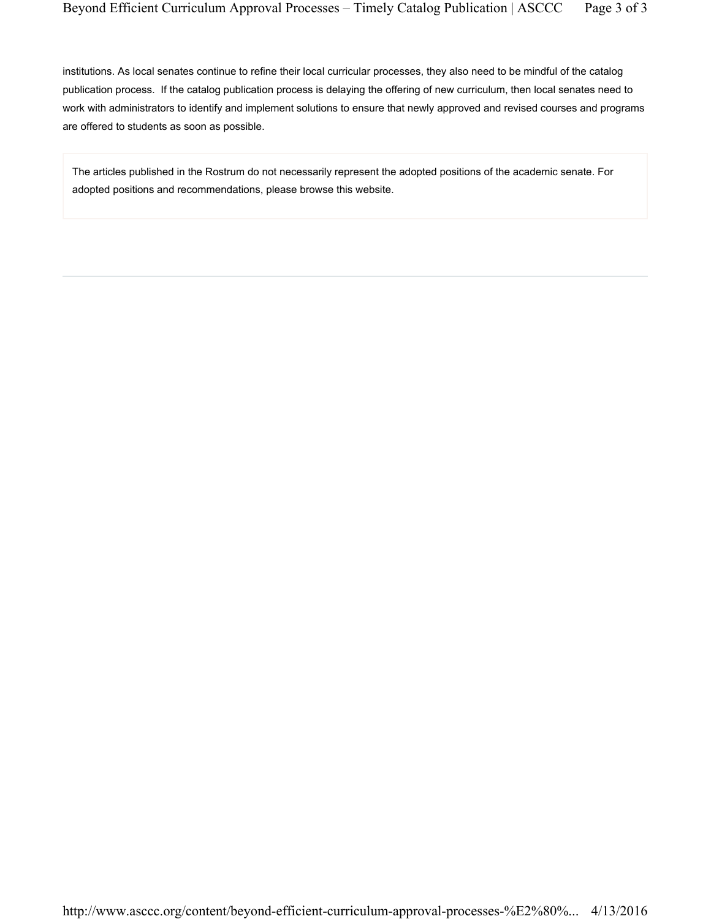institutions. As local senates continue to refine their local curricular processes, they also need to be mindful of the catalog publication process. If the catalog publication process is delaying the offering of new curriculum, then local senates need to work with administrators to identify and implement solutions to ensure that newly approved and revised courses and programs are offered to students as soon as possible.

The articles published in the Rostrum do not necessarily represent the adopted positions of the academic senate. For adopted positions and recommendations, please browse this website.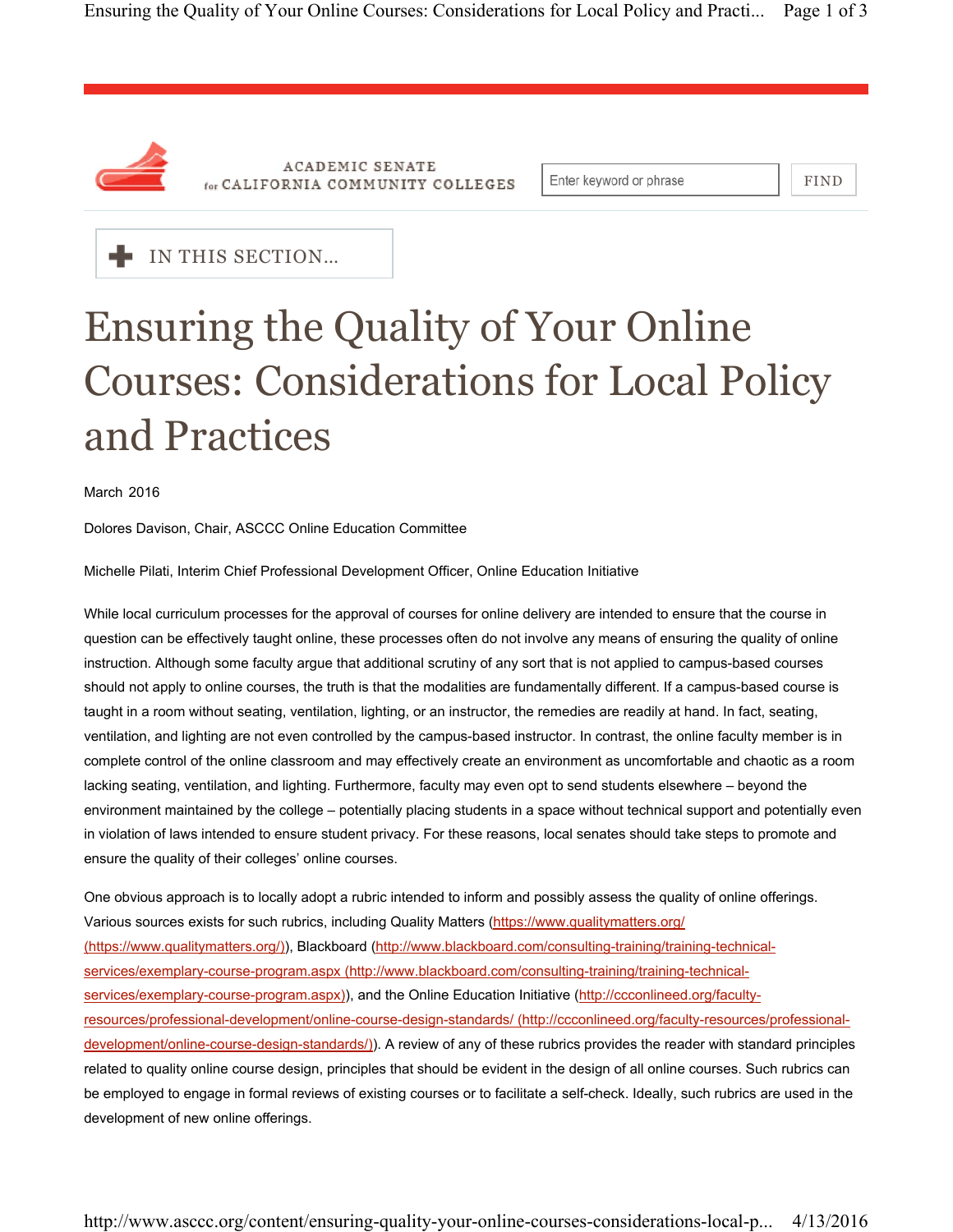ACADEMIC SENATE for CALIFORNIA COMMUNITY COLLEGES

# Ensuring the Quality of Your Online Courses: Considerations for Local Policy and Practices

March 2016

Dolores Davison, Chair, ASCCC Online Education Committee

Michelle Pilati, Interim Chief Professional Development Officer, Online Education Initiative

While local curriculum processes for the approval of courses for online delivery are intended to ensure that the course in question can be effectively taught online, these processes often do not involve any means of ensuring the quality of online instruction. Although some faculty argue that additional scrutiny of any sort that is not applied to campus-based courses should not apply to online courses, the truth is that the modalities are fundamentally different. If a campus-based course is taught in a room without seating, ventilation, lighting, or an instructor, the remedies are readily at hand. In fact, seating, ventilation, and lighting are not even controlled by the campus-based instructor. In contrast, the online faculty member is in complete control of the online classroom and may effectively create an environment as uncomfortable and chaotic as a room lacking seating, ventilation, and lighting. Furthermore, faculty may even opt to send students elsewhere – beyond the environment maintained by the college – potentially placing students in a space without technical support and potentially even in violation of laws intended to ensure student privacy. For these reasons, local senates should take steps to promote and ensure the quality of their colleges' online courses.

One obvious approach is to locally adopt a rubric intended to inform and possibly assess the quality of online offerings. Various sources exists for such rubrics, including Quality Matters (https://www.qualitymatters.org/ (https://www.qualitymatters.org/)), Blackboard (http://www.blackboard.com/consulting-training/training-technical-services/exemplary-course-program.aspx (http://www.blackboard.com/consulting-training/training-technical-services/exemplary-course-program.aspx)), and the Online Education Initiative (http://ccconlineed.org/faculty-resources/professional-development/online-course-design-standards/ (http://ccconlineed.org/faculty-resources/professional-development/online-course-design-standards/)). A review of any of these rubrics provides the reader with standard principles related to quality online course design, principles that should be evident in the design of all online courses. Such rubrics can be employed to engage in formal reviews of existing courses or to facilitate a self-check. Ideally, such rubrics are used in the development of new online offerings.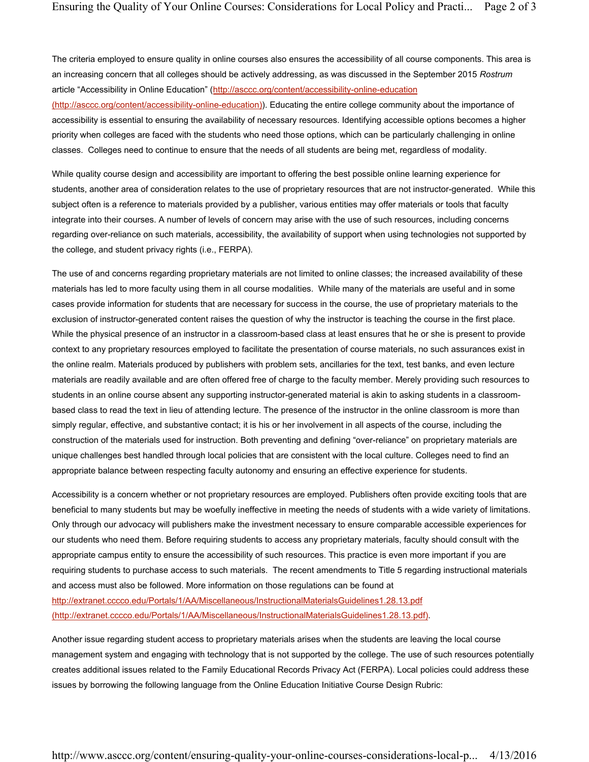The criteria employed to ensure quality in online courses also ensures the accessibility of all course components. This area is an increasing concern that all colleges should be actively addressing, as was discussed in the September 2015 *Rostrum* article "Accessibility in Online Education" (http://asccc.org/content/accessibility-online-education (http://asccc.org/content/accessibility-online-education)). Educating the entire college community about the importance of accessibility is essential to ensuring the availability of necessary resources. Identifying accessible options becomes a higher priority when colleges are faced with the students who need those options, which can be particularly challenging in online classes. Colleges need to continue to ensure that the needs of all students are being met, regardless of modality.

While quality course design and accessibility are important to offering the best possible online learning experience for students, another area of consideration relates to the use of proprietary resources that are not instructor-generated. While this subject often is a reference to materials provided by a publisher, various entities may offer materials or tools that faculty integrate into their courses. A number of levels of concern may arise with the use of such resources, including concerns regarding over-reliance on such materials, accessibility, the availability of support when using technologies not supported by the college, and student privacy rights (i.e., FERPA).

The use of and concerns regarding proprietary materials are not limited to online classes; the increased availability of these materials has led to more faculty using them in all course modalities. While many of the materials are useful and in some cases provide information for students that are necessary for success in the course, the use of proprietary materials to the exclusion of instructor-generated content raises the question of why the instructor is teaching the course in the first place. While the physical presence of an instructor in a classroom-based class at least ensures that he or she is present to provide context to any proprietary resources employed to facilitate the presentation of course materials, no such assurances exist in the online realm. Materials produced by publishers with problem sets, ancillaries for the text, test banks, and even lecture materials are readily available and are often offered free of charge to the faculty member. Merely providing such resources to students in an online course absent any supporting instructor-generated material is akin to asking students in a classroom-based class to read the text in lieu of attending lecture. The presence of the instructor in the online classroom is more than simply regular, effective, and substantive contact; it is his or her involvement in all aspects of the course, including the construction of the materials used for instruction. Both preventing and defining "over-reliance" on proprietary materials are unique challenges best handled through local policies that are consistent with the local culture. Colleges need to find an appropriate balance between respecting faculty autonomy and ensuring an effective experience for students.

Accessibility is a concern whether or not proprietary resources are employed. Publishers often provide exciting tools that are beneficial to many students but may be woefully ineffective in meeting the needs of students with a wide variety of limitations. Only through our advocacy will publishers make the investment necessary to ensure comparable accessible experiences for our students who need them. Before requiring students to access any proprietary materials, faculty should consult with the appropriate campus entity to ensure the accessibility of such resources. This practice is even more important if you are requiring students to purchase access to such materials. The recent amendments to Title 5 regarding instructional materials and access must also be followed. More information on those regulations can be found at http://extranet.cccco.edu/Portals/1/AA/Miscellaneous/InstructionalMaterialsGuidelines1.28.13.pdf (http://extranet.cccco.edu/Portals/1/AA/Miscellaneous/InstructionalMaterialsGuidelines1.28.13.pdf).

Another issue regarding student access to proprietary materials arises when the students are leaving the local course management system and engaging with technology that is not supported by the college. The use of such resources potentially creates additional issues related to the Family Educational Records Privacy Act (FERPA). Local policies could address these issues by borrowing the following language from the Online Education Initiative Course Design Rubric: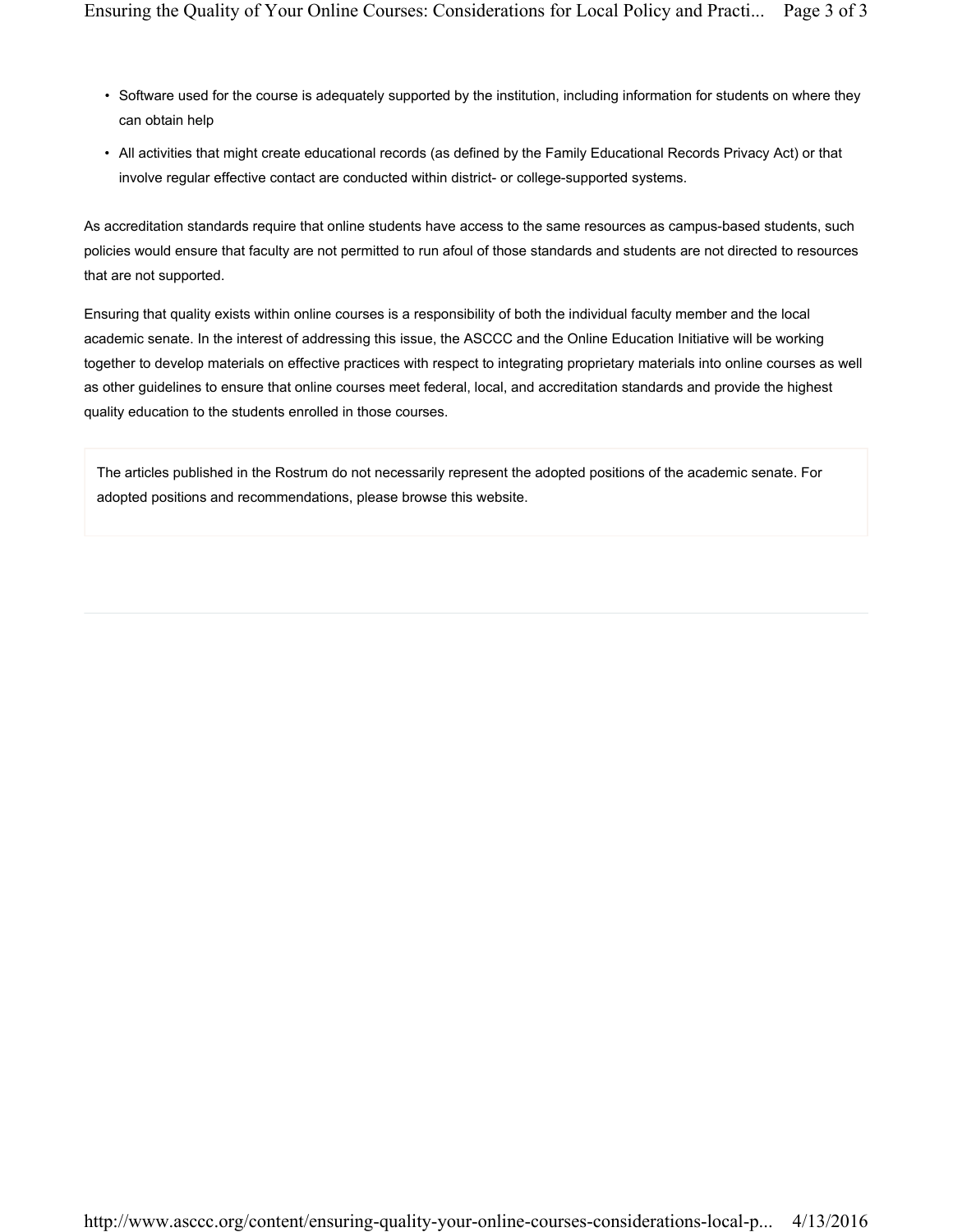- Software used for the course is adequately supported by the institution, including information for students on where they can obtain help
- All activities that might create educational records (as defined by the Family Educational Records Privacy Act) or that involve regular effective contact are conducted within district- or college-supported systems.

As accreditation standards require that online students have access to the same resources as campus-based students, such policies would ensure that faculty are not permitted to run afoul of those standards and students are not directed to resources that are not supported.

Ensuring that quality exists within online courses is a responsibility of both the individual faculty member and the local academic senate. In the interest of addressing this issue, the ASCCC and the Online Education Initiative will be working together to develop materials on effective practices with respect to integrating proprietary materials into online courses as well as other guidelines to ensure that online courses meet federal, local, and accreditation standards and provide the highest quality education to the students enrolled in those courses.

The articles published in the Rostrum do not necessarily represent the adopted positions of the academic senate. For adopted positions and recommendations, please browse this website.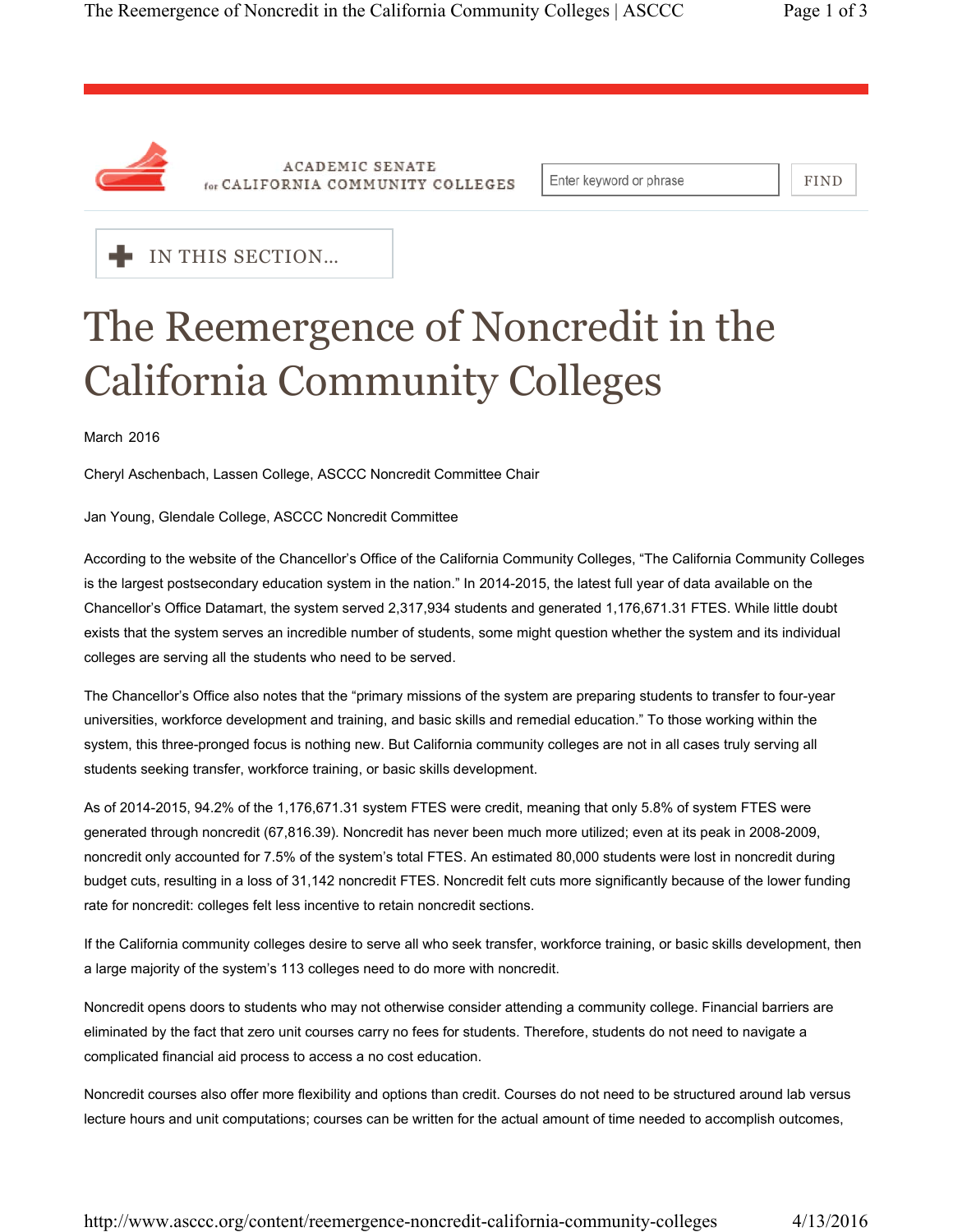# The Reemergence of Noncredit in the California Community Colleges

March 2016

Cheryl Aschenbach, Lassen College, ASCCC Noncredit Committee Chair

Jan Young, Glendale College, ASCCC Noncredit Committee

According to the website of the Chancellor's Office of the California Community Colleges, "The California Community Colleges is the largest postsecondary education system in the nation." In 2014-2015, the latest full year of data available on the Chancellor's Office Datamart, the system served 2,317,934 students and generated 1,176,671.31 FTES. While little doubt exists that the system serves an incredible number of students, some might question whether the system and its individual colleges are serving all the students who need to be served.

The Chancellor's Office also notes that the "primary missions of the system are preparing students to transfer to four-year universities, workforce development and training, and basic skills and remedial education." To those working within the system, this three-pronged focus is nothing new. But California community colleges are not in all cases truly serving all students seeking transfer, workforce training, or basic skills development.

As of 2014-2015, 94.2% of the 1,176,671.31 system FTES were credit, meaning that only 5.8% of system FTES were generated through noncredit (67,816.39). Noncredit has never been much more utilized; even at its peak in 2008-2009, noncredit only accounted for 7.5% of the system's total FTES. An estimated 80,000 students were lost in noncredit during budget cuts, resulting in a loss of 31,142 noncredit FTES. Noncredit felt cuts more significantly because of the lower funding rate for noncredit: colleges felt less incentive to retain noncredit sections.

If the California community colleges desire to serve all who seek transfer, workforce training, or basic skills development, then a large majority of the system's 113 colleges need to do more with noncredit.

Noncredit opens doors to students who may not otherwise consider attending a community college. Financial barriers are eliminated by the fact that zero unit courses carry no fees for students. Therefore, students do not need to navigate a complicated financial aid process to access a no cost education.

Noncredit courses also offer more flexibility and options than credit. Courses do not need to be structured around lab versus lecture hours and unit computations; courses can be written for the actual amount of time needed to accomplish outcomes,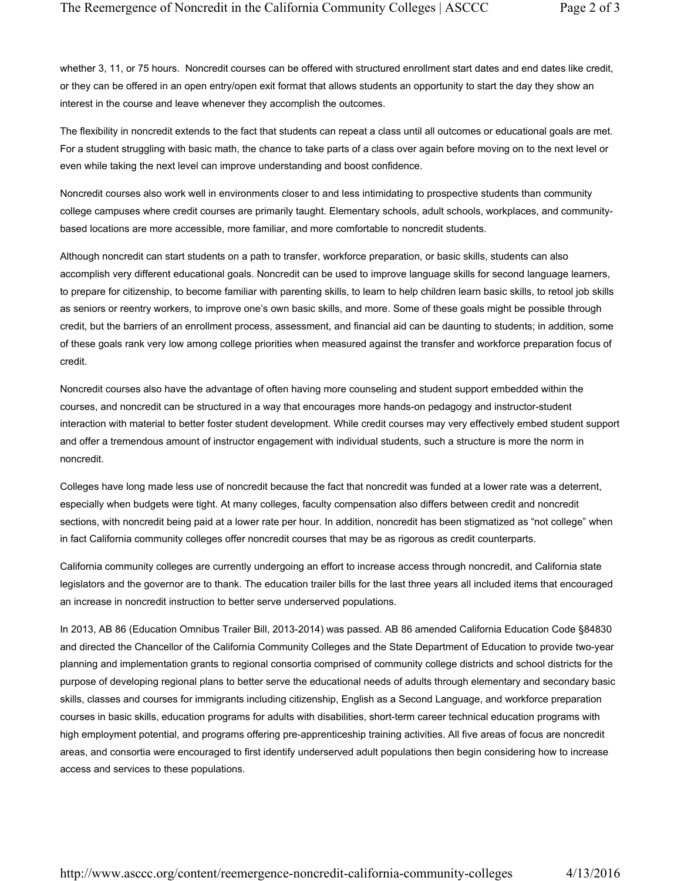whether 3, 11, or 75 hours.  Noncredit courses can be offered with structured enrollment start dates and end dates like credit, or they can be offered in an open entry/open exit format that allows students an opportunity to start the day they show an interest in the course and leave whenever they accomplish the outcomes.

The flexibility in noncredit extends to the fact that students can repeat a class until all outcomes or educational goals are met. For a student struggling with basic math, the chance to take parts of a class over again before moving on to the next level or even while taking the next level can improve understanding and boost confidence.

Noncredit courses also work well in environments closer to and less intimidating to prospective students than community college campuses where credit courses are primarily taught. Elementary schools, adult schools, workplaces, and community-based locations are more accessible, more familiar, and more comfortable to noncredit students.

Although noncredit can start students on a path to transfer, workforce preparation, or basic skills, students can also accomplish very different educational goals. Noncredit can be used to improve language skills for second language learners, to prepare for citizenship, to become familiar with parenting skills, to learn to help children learn basic skills, to retool job skills as seniors or reentry workers, to improve one's own basic skills, and more. Some of these goals might be possible through credit, but the barriers of an enrollment process, assessment, and financial aid can be daunting to students; in addition, some of these goals rank very low among college priorities when measured against the transfer and workforce preparation focus of credit.

Noncredit courses also have the advantage of often having more counseling and student support embedded within the courses, and noncredit can be structured in a way that encourages more hands-on pedagogy and instructor-student interaction with material to better foster student development. While credit courses may very effectively embed student support and offer a tremendous amount of instructor engagement with individual students, such a structure is more the norm in noncredit.

Colleges have long made less use of noncredit because the fact that noncredit was funded at a lower rate was a deterrent, especially when budgets were tight. At many colleges, faculty compensation also differs between credit and noncredit sections, with noncredit being paid at a lower rate per hour. In addition, noncredit has been stigmatized as "not college" when in fact California community colleges offer noncredit courses that may be as rigorous as credit counterparts.

California community colleges are currently undergoing an effort to increase access through noncredit, and California state legislators and the governor are to thank. The education trailer bills for the last three years all included items that encouraged an increase in noncredit instruction to better serve underserved populations.

In 2013, AB 86 (Education Omnibus Trailer Bill, 2013-2014) was passed. AB 86 amended California Education Code §84830 and directed the Chancellor of the California Community Colleges and the State Department of Education to provide two-year planning and implementation grants to regional consortia comprised of community college districts and school districts for the purpose of developing regional plans to better serve the educational needs of adults through elementary and secondary basic skills, classes and courses for immigrants including citizenship, English as a Second Language, and workforce preparation courses in basic skills, education programs for adults with disabilities, short-term career technical education programs with high employment potential, and programs offering pre-apprenticeship training activities. All five areas of focus are noncredit areas, and consortia were encouraged to first identify underserved adult populations then begin considering how to increase access and services to these populations.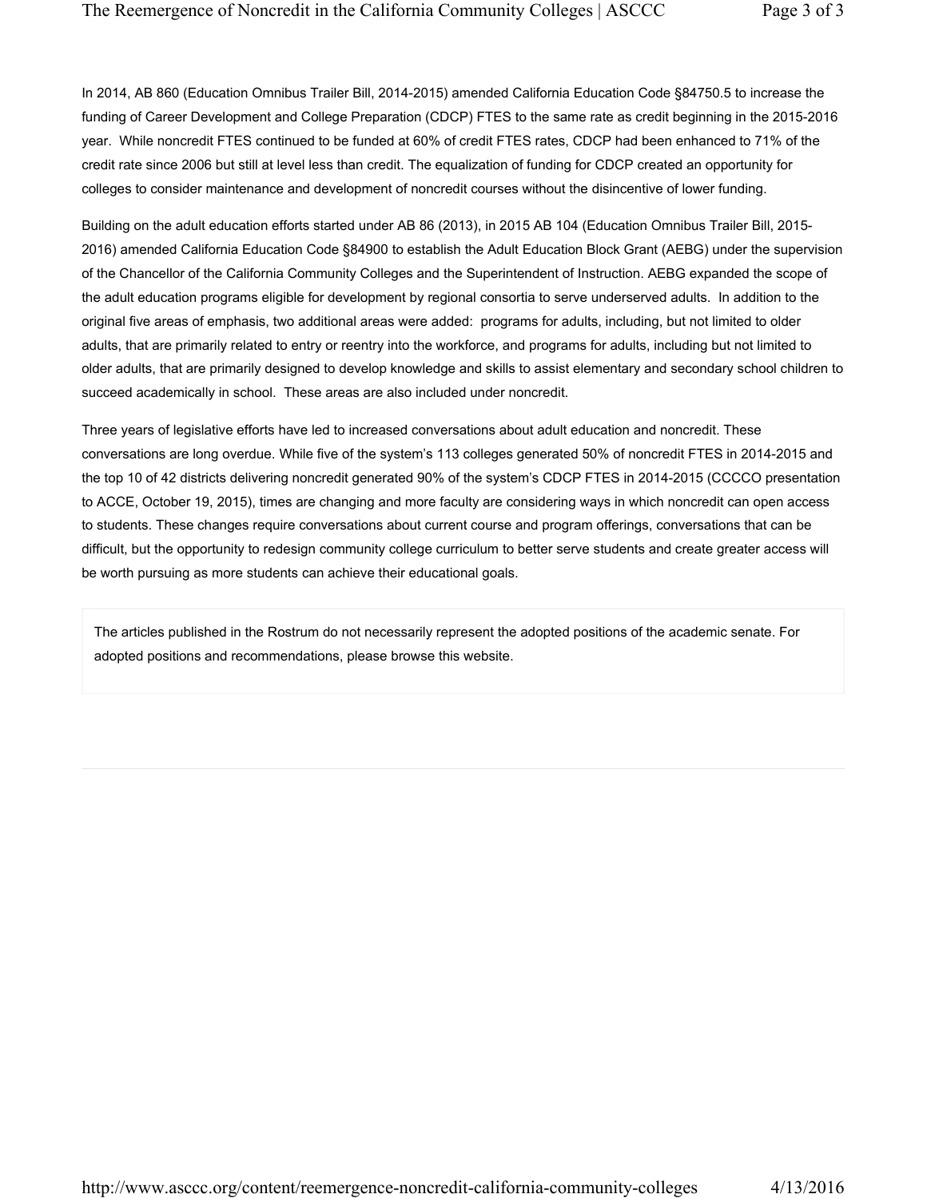In 2014, AB 860 (Education Omnibus Trailer Bill, 2014-2015) amended California Education Code §84750.5 to increase the funding of Career Development and College Preparation (CDCP) FTES to the same rate as credit beginning in the 2015-2016 year. While noncredit FTES continued to be funded at 60% of credit FTES rates, CDCP had been enhanced to 71% of the credit rate since 2006 but still at level less than credit. The equalization of funding for CDCP created an opportunity for colleges to consider maintenance and development of noncredit courses without the disincentive of lower funding.

Building on the adult education efforts started under AB 86 (2013), in 2015 AB 104 (Education Omnibus Trailer Bill, 2015-2016) amended California Education Code §84900 to establish the Adult Education Block Grant (AEBG) under the supervision of the Chancellor of the California Community Colleges and the Superintendent of Instruction. AEBG expanded the scope of the adult education programs eligible for development by regional consortia to serve underserved adults. In addition to the original five areas of emphasis, two additional areas were added: programs for adults, including, but not limited to older adults, that are primarily related to entry or reentry into the workforce, and programs for adults, including but not limited to older adults, that are primarily designed to develop knowledge and skills to assist elementary and secondary school children to succeed academically in school. These areas are also included under noncredit.

Three years of legislative efforts have led to increased conversations about adult education and noncredit. These conversations are long overdue. While five of the system's 113 colleges generated 50% of noncredit FTES in 2014-2015 and the top 10 of 42 districts delivering noncredit generated 90% of the system's CDCP FTES in 2014-2015 (CCCCO presentation to ACCE, October 19, 2015), times are changing and more faculty are considering ways in which noncredit can open access to students. These changes require conversations about current course and program offerings, conversations that can be difficult, but the opportunity to redesign community college curriculum to better serve students and create greater access will be worth pursuing as more students can achieve their educational goals.

The articles published in the Rostrum do not necessarily represent the adopted positions of the academic senate. For adopted positions and recommendations, please browse this website.